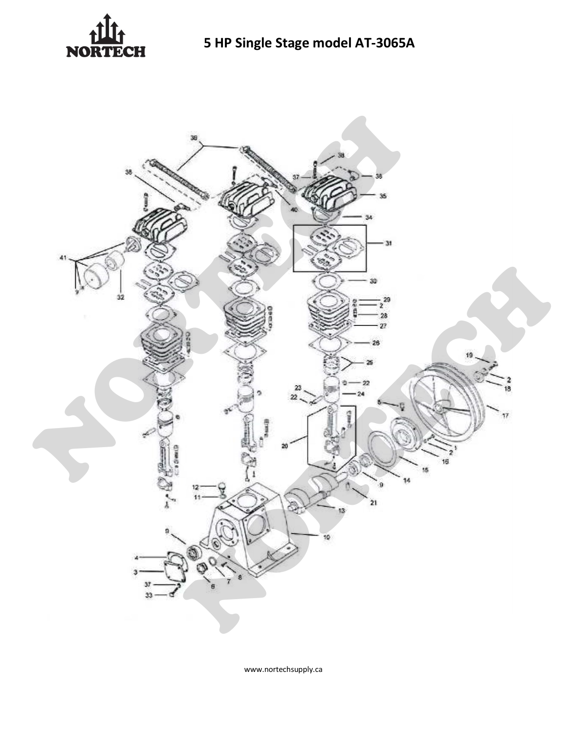# 5 HP Single Stage model AT-3065A

www.nortechsupply.ca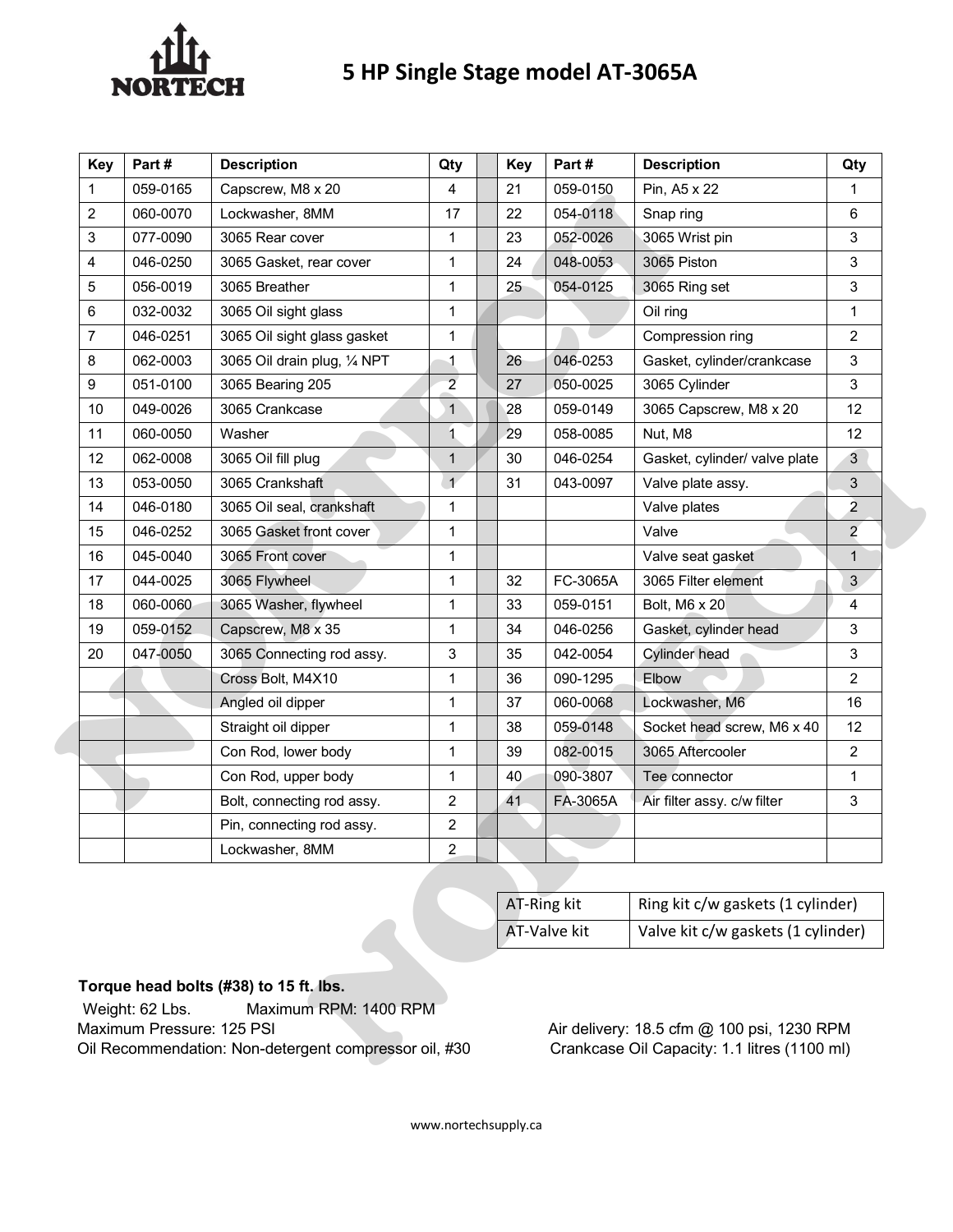# 5 HP Single Stage model AT-3065A

| Key | Part # | Description | Qty | | Key | Part # | Description | Qty |
|---|---|---|---|---|---|---|---|---|
| 1 | 059-0165 | Capscrew, M8 x 20 | 4 | | 21 | 059-0150 | Pin, A5 x 22 | 1 |
| 2 | 060-0070 | Lockwasher, 8MM | 17 | | 22 | 054-0118 | Snap ring | 6 |
| 3 | 077-0090 | 3065 Rear cover | 1 | | 23 | 052-0026 | 3065 Wrist pin | 3 |
| 4 | 046-0250 | 3065 Gasket, rear cover | 1 | | 24 | 048-0053 | 3065 Piston | 3 |
| 5 | 056-0019 | 3065 Breather | 1 | | 25 | 054-0125 | 3065 Ring set | 3 |
| 6 | 032-0032 | 3065 Oil sight glass | 1 | | | | Oil ring | 1 |
| 7 | 046-0251 | 3065 Oil sight glass gasket | 1 | | | | Compression ring | 2 |
| 8 | 062-0003 | 3065 Oil drain plug, ¼ NPT | 1 | | 26 | 046-0253 | Gasket, cylinder/crankcase | 3 |
| 9 | 051-0100 | 3065 Bearing 205 | 2 | | 27 | 050-0025 | 3065 Cylinder | 3 |
| 10 | 049-0026 | 3065 Crankcase | 1 | | 28 | 059-0149 | 3065 Capscrew, M8 x 20 | 12 |
| 11 | 060-0050 | Washer | 1 | | 29 | 058-0085 | Nut, M8 | 12 |
| 12 | 062-0008 | 3065 Oil fill plug | 1 | | 30 | 046-0254 | Gasket, cylinder/ valve plate | 3 |
| 13 | 053-0050 | 3065 Crankshaft | 1 | | 31 | 043-0097 | Valve plate assy. | 3 |
| 14 | 046-0180 | 3065 Oil seal, crankshaft | 1 | | | | Valve plates | 2 |
| 15 | 046-0252 | 3065 Gasket front cover | 1 | | | | Valve | 2 |
| 16 | 045-0040 | 3065 Front cover | 1 | | | | Valve seat gasket | 1 |
| 17 | 044-0025 | 3065 Flywheel | 1 | | 32 | FC-3065A | 3065 Filter element | 3 |
| 18 | 060-0060 | 3065 Washer, flywheel | 1 | | 33 | 059-0151 | Bolt, M6 x 20 | 4 |
| 19 | 059-0152 | Capscrew, M8 x 35 | 1 | | 34 | 046-0256 | Gasket, cylinder head | 3 |
| 20 | 047-0050 | 3065 Connecting rod assy. | 3 | | 35 | 042-0054 | Cylinder head | 3 |
| | | Cross Bolt, M4X10 | 1 | | 36 | 090-1295 | Elbow | 2 |
| | | Angled oil dipper | 1 | | 37 | 060-0068 | Lockwasher, M6 | 16 |
| | | Straight oil dipper | 1 | | 38 | 059-0148 | Socket head screw, M6 x 40 | 12 |
| | | Con Rod, lower body | 1 | | 39 | 082-0015 | 3065 Aftercooler | 2 |
| | | Con Rod, upper body | 1 | | 40 | 090-3807 | Tee connector | 1 |
| | | Bolt, connecting rod assy. | 2 | | 41 | FA-3065A | Air filter assy. c/w filter | 3 |
| | | Pin, connecting rod assy. | 2 | | | | | |
| | | Lockwasher, 8MM | 2 | | | | | |

| | |
|---|---|
| AT-Ring kit | Ring kit c/w gaskets (1 cylinder) |
| AT-Valve kit | Valve kit c/w gaskets (1 cylinder) |

**Torque head bolts (#38) to 15 ft. lbs.**

Weight: 62 Lbs. Maximum RPM: 1400 RPM

Maximum Pressure: 125 PSI

Oil Recommendation: Non-detergent compressor oil, #30

Air delivery: 18.5 cfm @ 100 psi, 1230 RPM

Crankcase Oil Capacity: 1.1 litres (1100 ml)

www.nortechsupply.ca